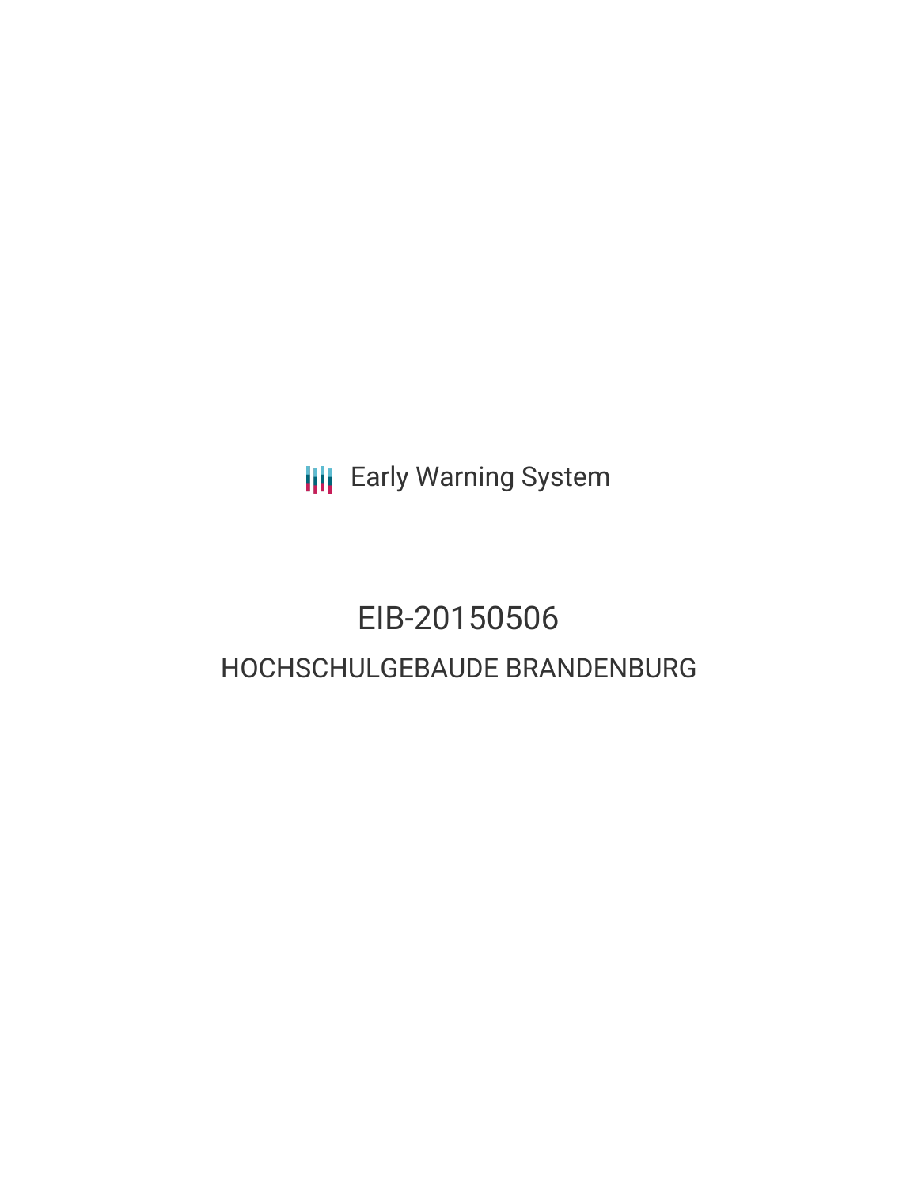Early Warning System

# EIB-20150506

## HOCHSCHULGEBAUDE BRANDENBURG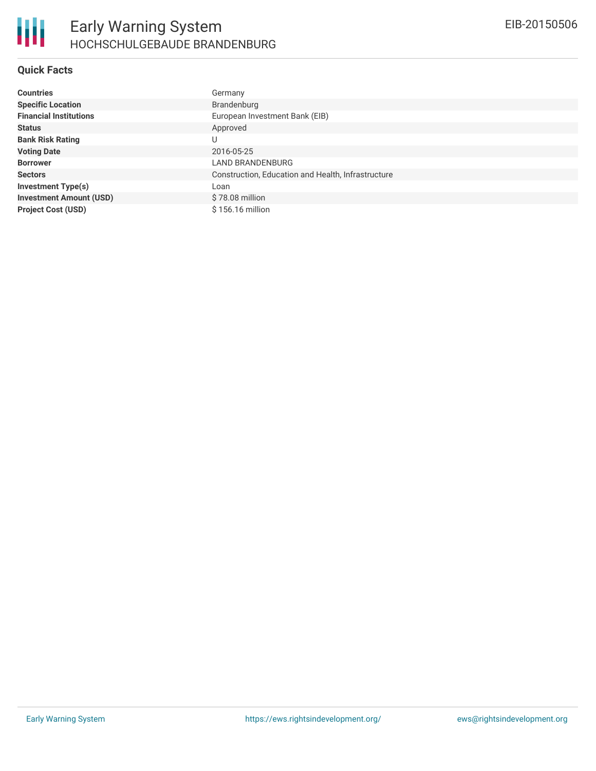# Early Warning System

## HOCHSCHULGEBAUDE BRANDENBURG

EIB-20150506

### Quick Facts

| | |
|---|---|
| **Countries** | Germany |
| **Specific Location** | Brandenburg |
| **Financial Institutions** | European Investment Bank (EIB) |
| **Status** | Approved |
| **Bank Risk Rating** | U |
| **Voting Date** | 2016-05-25 |
| **Borrower** | LAND BRANDENBURG |
| **Sectors** | Construction, Education and Health, Infrastructure |
| **Investment Type(s)** | Loan |
| **Investment Amount (USD)** | $ 78.08 million |
| **Project Cost (USD)** | $ 156.16 million |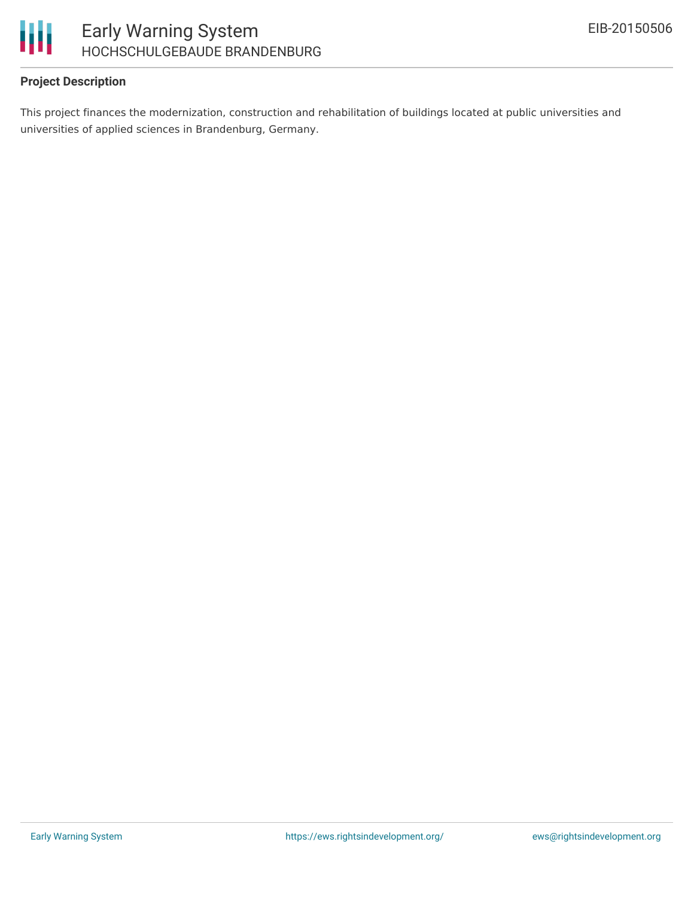## Project Description

This project finances the modernization, construction and rehabilitation of buildings located at public universities and universities of applied sciences in Brandenburg, Germany.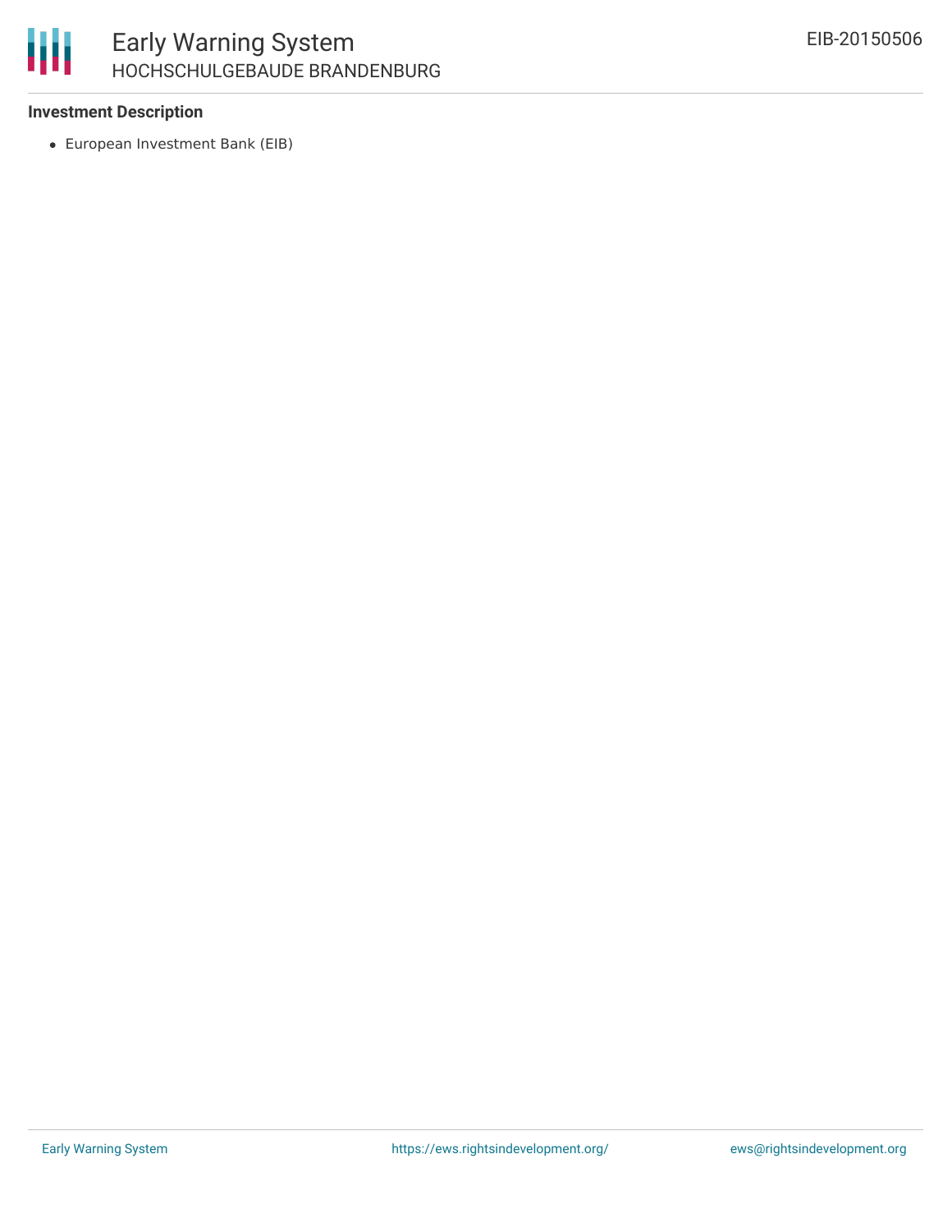**Investment Description**

- European Investment Bank (EIB)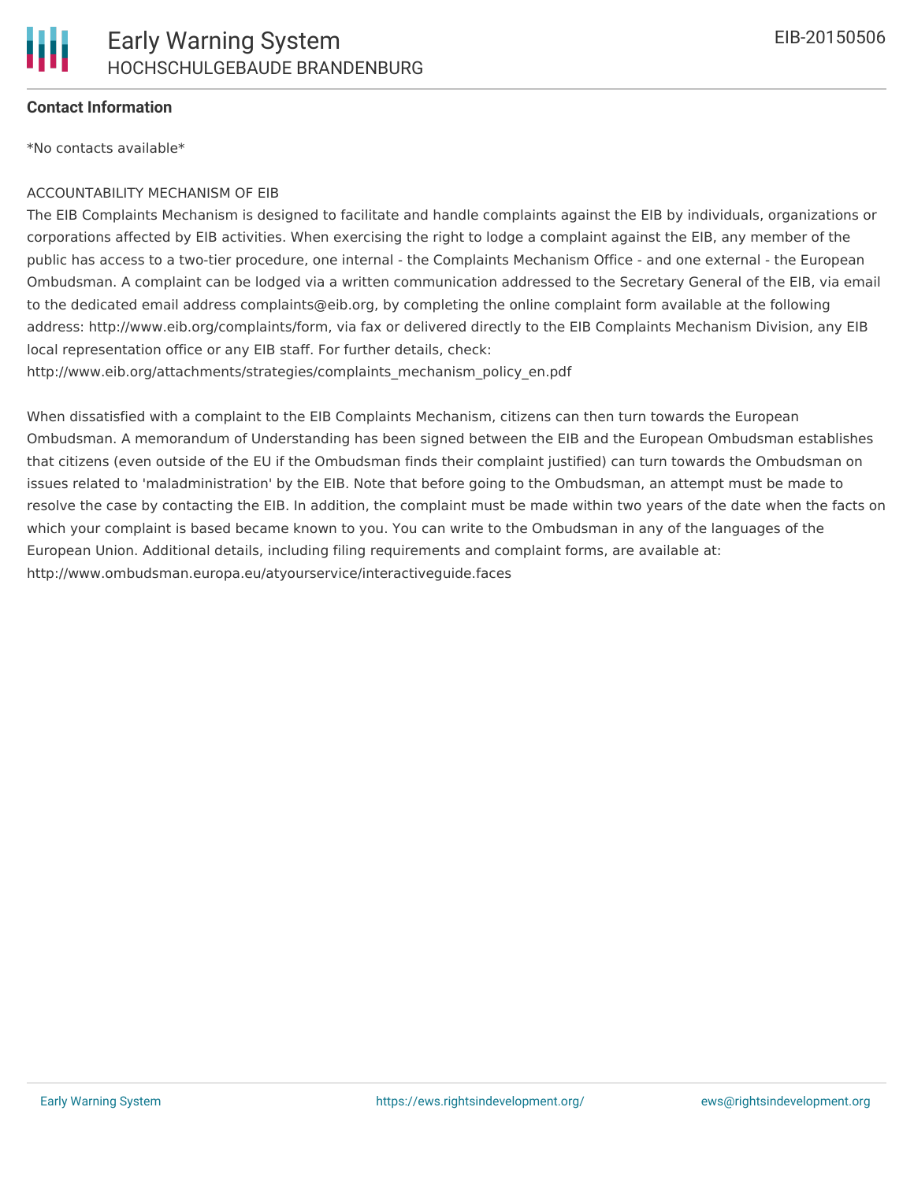**Contact Information**

*No contacts available*

ACCOUNTABILITY MECHANISM OF EIB

The EIB Complaints Mechanism is designed to facilitate and handle complaints against the EIB by individuals, organizations or corporations affected by EIB activities. When exercising the right to lodge a complaint against the EIB, any member of the public has access to a two-tier procedure, one internal - the Complaints Mechanism Office - and one external - the European Ombudsman. A complaint can be lodged via a written communication addressed to the Secretary General of the EIB, via email to the dedicated email address complaints@eib.org, by completing the online complaint form available at the following address: http://www.eib.org/complaints/form, via fax or delivered directly to the EIB Complaints Mechanism Division, any EIB local representation office or any EIB staff. For further details, check: http://www.eib.org/attachments/strategies/complaints_mechanism_policy_en.pdf

When dissatisfied with a complaint to the EIB Complaints Mechanism, citizens can then turn towards the European Ombudsman. A memorandum of Understanding has been signed between the EIB and the European Ombudsman establishes that citizens (even outside of the EU if the Ombudsman finds their complaint justified) can turn towards the Ombudsman on issues related to 'maladministration' by the EIB. Note that before going to the Ombudsman, an attempt must be made to resolve the case by contacting the EIB. In addition, the complaint must be made within two years of the date when the facts on which your complaint is based became known to you. You can write to the Ombudsman in any of the languages of the European Union. Additional details, including filing requirements and complaint forms, are available at: http://www.ombudsman.europa.eu/atyourservice/interactiveguide.faces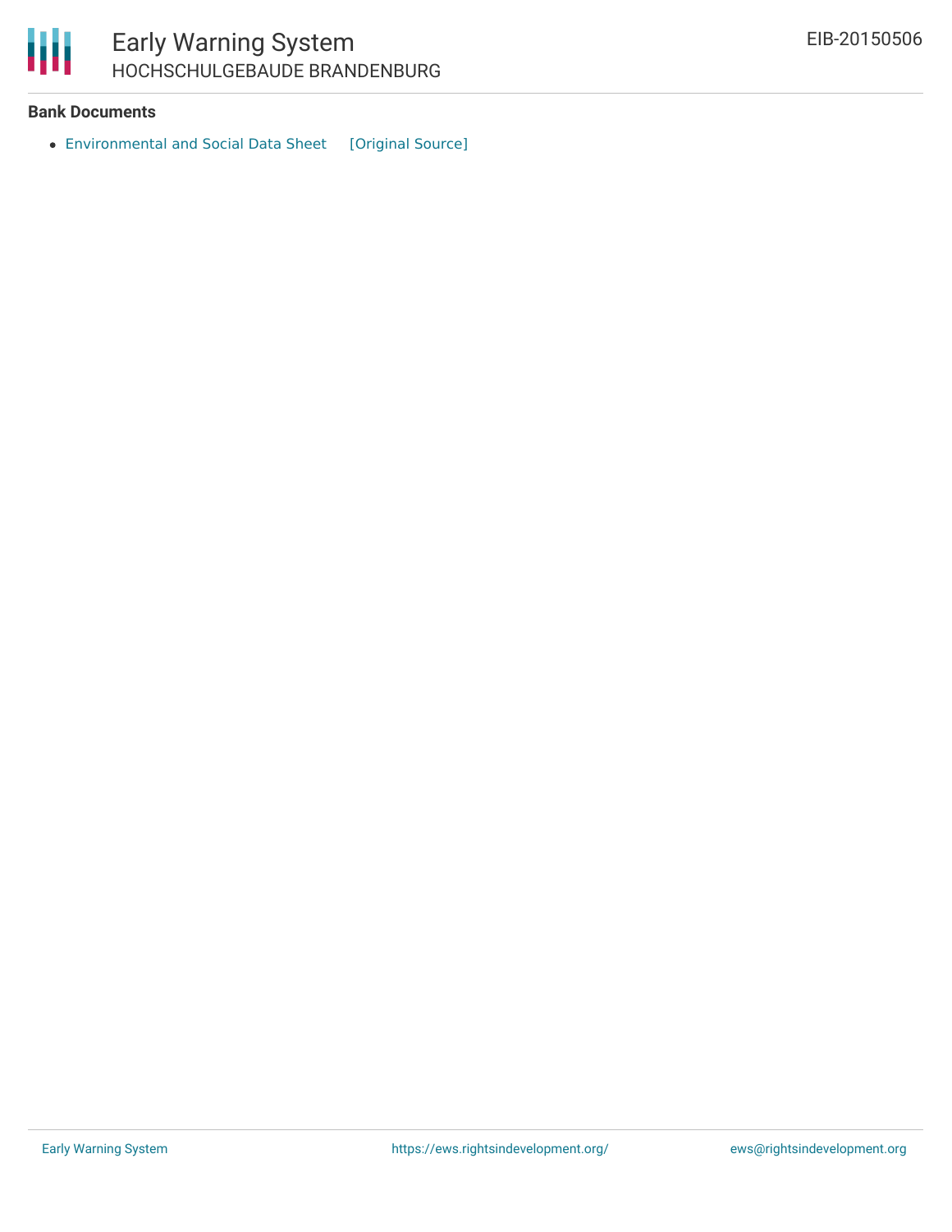**Bank Documents**

- Environmental and Social Data Sheet [Original Source]